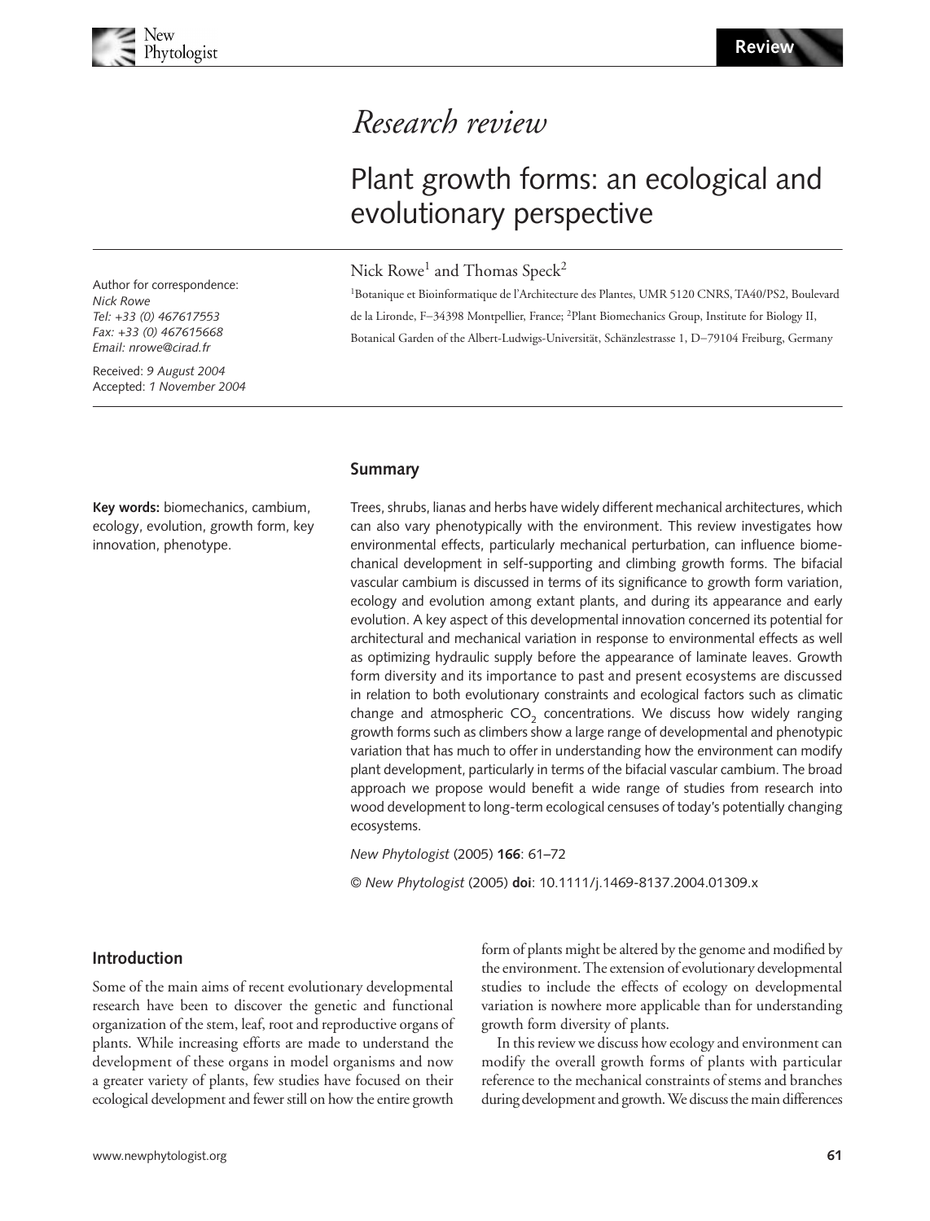# Research review

## Plant growth forms: an ecological and evolutionary perspective

Nick Rowe[1] and Thomas Speck[2]

[1]Botanique et Bioinformatique de l'Architecture des Plantes, UMR 5120 CNRS, TA40/PS2, Boulevard de la Lironde, F–34398 Montpellier, France; [2]Plant Biomechanics Group, Institute for Biology II, Botanical Garden of the Albert-Ludwigs-Universität, Schänzlestrasse 1, D–79104 Freiburg, Germany

Author for correspondence:
*Nick Rowe*
*Tel: +33 (0) 467617553*
*Fax: +33 (0) 467615668*
*Email: nrowe@cirad.fr*

Received: *9 August 2004*
Accepted: *1 November 2004*

**Key words:** biomechanics, cambium, ecology, evolution, growth form, key innovation, phenotype.

### Summary

Trees, shrubs, lianas and herbs have widely different mechanical architectures, which can also vary phenotypically with the environment. This review investigates how environmental effects, particularly mechanical perturbation, can influence biomechanical development in self-supporting and climbing growth forms. The bifacial vascular cambium is discussed in terms of its significance to growth form variation, ecology and evolution among extant plants, and during its appearance and early evolution. A key aspect of this developmental innovation concerned its potential for architectural and mechanical variation in response to environmental effects as well as optimizing hydraulic supply before the appearance of laminate leaves. Growth form diversity and its importance to past and present ecosystems are discussed in relation to both evolutionary constraints and ecological factors such as climatic change and atmospheric $CO_2$ concentrations. We discuss how widely ranging growth forms such as climbers show a large range of developmental and phenotypic variation that has much to offer in understanding how the environment can modify plant development, particularly in terms of the bifacial vascular cambium. The broad approach we propose would benefit a wide range of studies from research into wood development to long-term ecological censuses of today's potentially changing ecosystems.

*New Phytologist* (2005) **166**: 61–72

© *New Phytologist* (2005) **doi**: 10.1111/j.1469-8137.2004.01309.x

### Introduction

Some of the main aims of recent evolutionary developmental research have been to discover the genetic and functional organization of the stem, leaf, root and reproductive organs of plants. While increasing efforts are made to understand the development of these organs in model organisms and now a greater variety of plants, few studies have focused on their ecological development and fewer still on how the entire growth form of plants might be altered by the genome and modified by the environment. The extension of evolutionary developmental studies to include the effects of ecology on developmental variation is nowhere more applicable than for understanding growth form diversity of plants.

In this review we discuss how ecology and environment can modify the overall growth forms of plants with particular reference to the mechanical constraints of stems and branches during development and growth. We discuss the main differences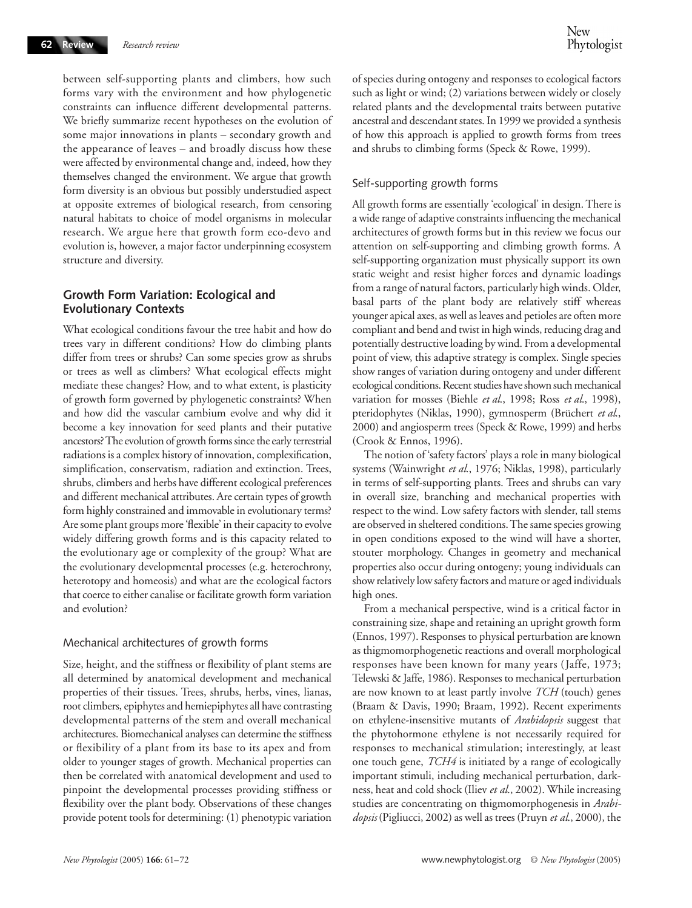between self-supporting plants and climbers, how such forms vary with the environment and how phylogenetic constraints can influence different developmental patterns. We briefly summarize recent hypotheses on the evolution of some major innovations in plants – secondary growth and the appearance of leaves – and broadly discuss how these were affected by environmental change and, indeed, how they themselves changed the environment. We argue that growth form diversity is an obvious but possibly understudied aspect at opposite extremes of biological research, from censoring natural habitats to choice of model organisms in molecular research. We argue here that growth form eco-devo and evolution is, however, a major factor underpinning ecosystem structure and diversity.

## Growth Form Variation: Ecological and Evolutionary Contexts

What ecological conditions favour the tree habit and how do trees vary in different conditions? How do climbing plants differ from trees or shrubs? Can some species grow as shrubs or trees as well as climbers? What ecological effects might mediate these changes? How, and to what extent, is plasticity of growth form governed by phylogenetic constraints? When and how did the vascular cambium evolve and why did it become a key innovation for seed plants and their putative ancestors? The evolution of growth forms since the early terrestrial radiations is a complex history of innovation, complexification, simplification, conservatism, radiation and extinction. Trees, shrubs, climbers and herbs have different ecological preferences and different mechanical attributes. Are certain types of growth form highly constrained and immovable in evolutionary terms? Are some plant groups more 'flexible' in their capacity to evolve widely differing growth forms and is this capacity related to the evolutionary age or complexity of the group? What are the evolutionary developmental processes (e.g. heterochrony, heterotopy and homeosis) and what are the ecological factors that coerce to either canalise or facilitate growth form variation and evolution?

### Mechanical architectures of growth forms

Size, height, and the stiffness or flexibility of plant stems are all determined by anatomical development and mechanical properties of their tissues. Trees, shrubs, herbs, vines, lianas, root climbers, epiphytes and hemiepiphytes all have contrasting developmental patterns of the stem and overall mechanical architectures. Biomechanical analyses can determine the stiffness or flexibility of a plant from its base to its apex and from older to younger stages of growth. Mechanical properties can then be correlated with anatomical development and used to pinpoint the developmental processes providing stiffness or flexibility over the plant body. Observations of these changes provide potent tools for determining: (1) phenotypic variation of species during ontogeny and responses to ecological factors such as light or wind; (2) variations between widely or closely related plants and the developmental traits between putative ancestral and descendant states. In 1999 we provided a synthesis of how this approach is applied to growth forms from trees and shrubs to climbing forms (Speck & Rowe, 1999).

### Self-supporting growth forms

All growth forms are essentially 'ecological' in design. There is a wide range of adaptive constraints influencing the mechanical architectures of growth forms but in this review we focus our attention on self-supporting and climbing growth forms. A self-supporting organization must physically support its own static weight and resist higher forces and dynamic loadings from a range of natural factors, particularly high winds. Older, basal parts of the plant body are relatively stiff whereas younger apical axes, as well as leaves and petioles are often more compliant and bend and twist in high winds, reducing drag and potentially destructive loading by wind. From a developmental point of view, this adaptive strategy is complex. Single species show ranges of variation during ontogeny and under different ecological conditions. Recent studies have shown such mechanical variation for mosses (Biehle *et al.*, 1998; Ross *et al.*, 1998), pteridophytes (Niklas, 1990), gymnosperm (Brüchert *et al.*, 2000) and angiosperm trees (Speck & Rowe, 1999) and herbs (Crook & Ennos, 1996).

The notion of 'safety factors' plays a role in many biological systems (Wainwright *et al.*, 1976; Niklas, 1998), particularly in terms of self-supporting plants. Trees and shrubs can vary in overall size, branching and mechanical properties with respect to the wind. Low safety factors with slender, tall stems are observed in sheltered conditions. The same species growing in open conditions exposed to the wind will have a shorter, stouter morphology. Changes in geometry and mechanical properties also occur during ontogeny; young individuals can show relatively low safety factors and mature or aged individuals high ones.

From a mechanical perspective, wind is a critical factor in constraining size, shape and retaining an upright growth form (Ennos, 1997). Responses to physical perturbation are known as thigmomorphogenetic reactions and overall morphological responses have been known for many years (Jaffe, 1973; Telewski & Jaffe, 1986). Responses to mechanical perturbation are now known to at least partly involve *TCH* (touch) genes (Braam & Davis, 1990; Braam, 1992). Recent experiments on ethylene-insensitive mutants of *Arabidopsis* suggest that the phytohormone ethylene is not necessarily required for responses to mechanical stimulation; interestingly, at least one touch gene, *TCH4* is initiated by a range of ecologically important stimuli, including mechanical perturbation, darkness, heat and cold shock (Iliev *et al.*, 2002). While increasing studies are concentrating on thigmomorphogenesis in *Arabidopsis* (Pigliucci, 2002) as well as trees (Pruyn *et al.*, 2000), the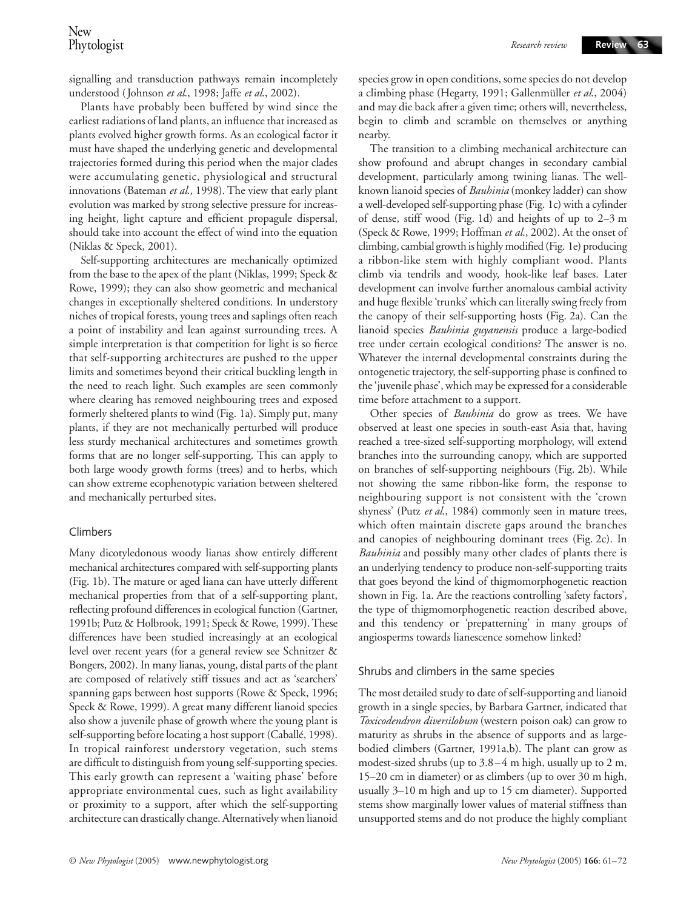signalling and transduction pathways remain incompletely understood (Johnson *et al.*, 1998; Jaffe *et al.*, 2002).

Plants have probably been buffeted by wind since the earliest radiations of land plants, an influence that increased as plants evolved higher growth forms. As an ecological factor it must have shaped the underlying genetic and developmental trajectories formed during this period when the major clades were accumulating genetic, physiological and structural innovations (Bateman *et al.*, 1998). The view that early plant evolution was marked by strong selective pressure for increasing height, light capture and efficient propagule dispersal, should take into account the effect of wind into the equation (Niklas & Speck, 2001).

Self-supporting architectures are mechanically optimized from the base to the apex of the plant (Niklas, 1999; Speck & Rowe, 1999); they can also show geometric and mechanical changes in exceptionally sheltered conditions. In understory niches of tropical forests, young trees and saplings often reach a point of instability and lean against surrounding trees. A simple interpretation is that competition for light is so fierce that self-supporting architectures are pushed to the upper limits and sometimes beyond their critical buckling length in the need to reach light. Such examples are seen commonly where clearing has removed neighbouring trees and exposed formerly sheltered plants to wind (Fig. 1a). Simply put, many plants, if they are not mechanically perturbed will produce less sturdy mechanical architectures and sometimes growth forms that are no longer self-supporting. This can apply to both large woody growth forms (trees) and to herbs, which can show extreme ecophenotypic variation between sheltered and mechanically perturbed sites.

## Climbers

Many dicotyledonous woody lianas show entirely different mechanical architectures compared with self-supporting plants (Fig. 1b). The mature or aged liana can have utterly different mechanical properties from that of a self-supporting plant, reflecting profound differences in ecological function (Gartner, 1991b; Putz & Holbrook, 1991; Speck & Rowe, 1999). These differences have been studied increasingly at an ecological level over recent years (for a general review see Schnitzer & Bongers, 2002). In many lianas, young, distal parts of the plant are composed of relatively stiff tissues and act as 'searchers' spanning gaps between host supports (Rowe & Speck, 1996; Speck & Rowe, 1999). A great many different lianoid species also show a juvenile phase of growth where the young plant is self-supporting before locating a host support (Caballé, 1998). In tropical rainforest understory vegetation, such stems are difficult to distinguish from young self-supporting species. This early growth can represent a 'waiting phase' before appropriate environmental cues, such as light availability or proximity to a support, after which the self-supporting architecture can drastically change. Alternatively when lianoid species grow in open conditions, some species do not develop a climbing phase (Hegarty, 1991; Gallenmüller *et al.*, 2004) and may die back after a given time; others will, nevertheless, begin to climb and scramble on themselves or anything nearby.

The transition to a climbing mechanical architecture can show profound and abrupt changes in secondary cambial development, particularly among twining lianas. The well-known lianoid species of *Bauhinia* (monkey ladder) can show a well-developed self-supporting phase (Fig. 1c) with a cylinder of dense, stiff wood (Fig. 1d) and heights of up to 2–3 m (Speck & Rowe, 1999; Hoffman *et al.*, 2002). At the onset of climbing, cambial growth is highly modified (Fig. 1e) producing a ribbon-like stem with highly compliant wood. Plants climb via tendrils and woody, hook-like leaf bases. Later development can involve further anomalous cambial activity and huge flexible 'trunks' which can literally swing freely from the canopy of their self-supporting hosts (Fig. 2a). Can the lianoid species *Bauhinia guyanensis* produce a large-bodied tree under certain ecological conditions? The answer is no. Whatever the internal developmental constraints during the ontogenetic trajectory, the self-supporting phase is confined to the 'juvenile phase', which may be expressed for a considerable time before attachment to a support.

Other species of *Bauhinia* do grow as trees. We have observed at least one species in south-east Asia that, having reached a tree-sized self-supporting morphology, will extend branches into the surrounding canopy, which are supported on branches of self-supporting neighbours (Fig. 2b). While not showing the same ribbon-like form, the response to neighbouring support is not consistent with the 'crown shyness' (Putz *et al.*, 1984) commonly seen in mature trees, which often maintain discrete gaps around the branches and canopies of neighbouring dominant trees (Fig. 2c). In *Bauhinia* and possibly many other clades of plants there is an underlying tendency to produce non-self-supporting traits that goes beyond the kind of thigmomorphogenetic reaction shown in Fig. 1a. Are the reactions controlling 'safety factors', the type of thigmomorphogenetic reaction described above, and this tendency or 'prepatterning' in many groups of angiosperms towards lianescence somehow linked?

## Shrubs and climbers in the same species

The most detailed study to date of self-supporting and lianoid growth in a single species, by Barbara Gartner, indicated that *Toxicodendron diversilobum* (western poison oak) can grow to maturity as shrubs in the absence of supports and as large-bodied climbers (Gartner, 1991a,b). The plant can grow as modest-sized shrubs (up to 3.8–4 m high, usually up to 2 m, 15–20 cm in diameter) or as climbers (up to over 30 m high, usually 3–10 m high and up to 15 cm diameter). Supported stems show marginally lower values of material stiffness than unsupported stems and do not produce the highly compliant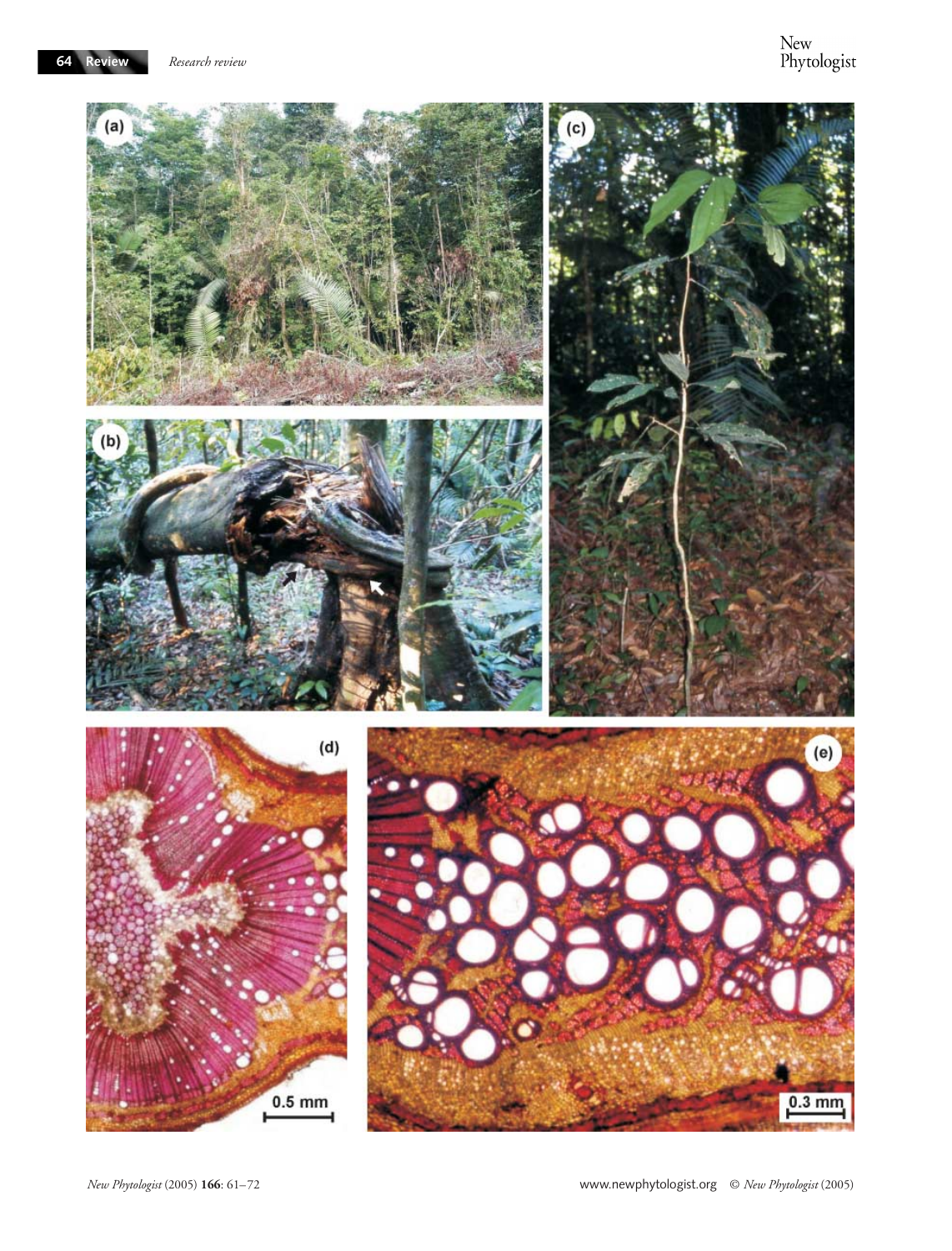(a)

(b)

(c)

(d)

0.5 mm

(e)

0.3 mm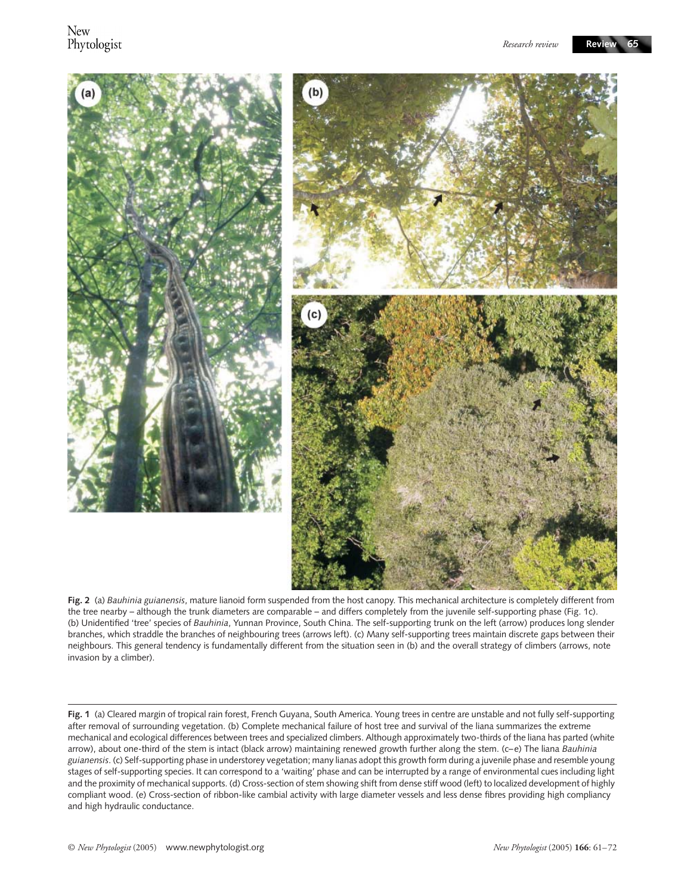**Fig. 2** (a) *Bauhinia guianensis*, mature lianoid form suspended from the host canopy. This mechanical architecture is completely different from the tree nearby – although the trunk diameters are comparable – and differs completely from the juvenile self-supporting phase (Fig. 1c). (b) Unidentified 'tree' species of *Bauhinia*, Yunnan Province, South China. The self-supporting trunk on the left (arrow) produces long slender branches, which straddle the branches of neighbouring trees (arrows left). (c) Many self-supporting trees maintain discrete gaps between their neighbours. This general tendency is fundamentally different from the situation seen in (b) and the overall strategy of climbers (arrows, note invasion by a climber).

**Fig. 1** (a) Cleared margin of tropical rain forest, French Guyana, South America. Young trees in centre are unstable and not fully self-supporting after removal of surrounding vegetation. (b) Complete mechanical failure of host tree and survival of the liana summarizes the extreme mechanical and ecological differences between trees and specialized climbers. Although approximately two-thirds of the liana has parted (white arrow), about one-third of the stem is intact (black arrow) maintaining renewed growth further along the stem. (c–e) The liana *Bauhinia guianensis*. (c) Self-supporting phase in understorey vegetation; many lianas adopt this growth form during a juvenile phase and resemble young stages of self-supporting species. It can correspond to a 'waiting' phase and can be interrupted by a range of environmental cues including light and the proximity of mechanical supports. (d) Cross-section of stem showing shift from dense stiff wood (left) to localized development of highly compliant wood. (e) Cross-section of ribbon-like cambial activity with large diameter vessels and less dense fibres providing high compliancy and high hydraulic conductance.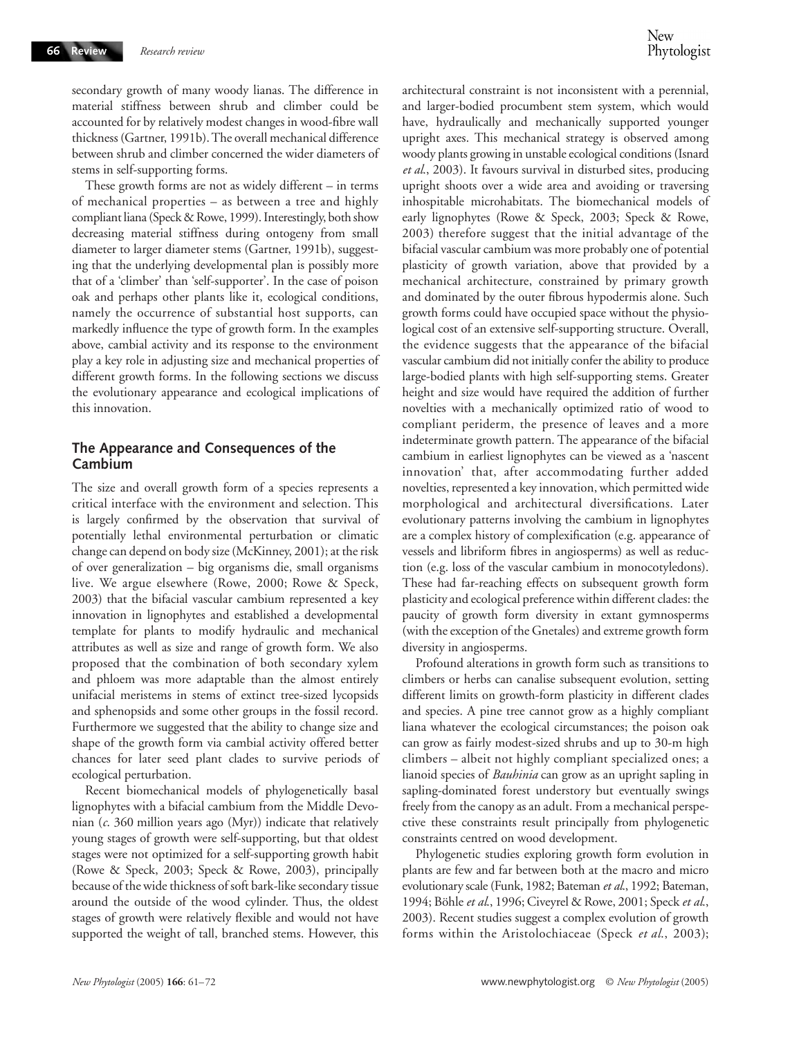secondary growth of many woody lianas. The difference in material stiffness between shrub and climber could be accounted for by relatively modest changes in wood-fibre wall thickness (Gartner, 1991b). The overall mechanical difference between shrub and climber concerned the wider diameters of stems in self-supporting forms.

These growth forms are not as widely different – in terms of mechanical properties – as between a tree and highly compliant liana (Speck & Rowe, 1999). Interestingly, both show decreasing material stiffness during ontogeny from small diameter to larger diameter stems (Gartner, 1991b), suggesting that the underlying developmental plan is possibly more that of a 'climber' than 'self-supporter'. In the case of poison oak and perhaps other plants like it, ecological conditions, namely the occurrence of substantial host supports, can markedly influence the type of growth form. In the examples above, cambial activity and its response to the environment play a key role in adjusting size and mechanical properties of different growth forms. In the following sections we discuss the evolutionary appearance and ecological implications of this innovation.

## The Appearance and Consequences of the Cambium

The size and overall growth form of a species represents a critical interface with the environment and selection. This is largely confirmed by the observation that survival of potentially lethal environmental perturbation or climatic change can depend on body size (McKinney, 2001); at the risk of over generalization – big organisms die, small organisms live. We argue elsewhere (Rowe, 2000; Rowe & Speck, 2003) that the bifacial vascular cambium represented a key innovation in lignophytes and established a developmental template for plants to modify hydraulic and mechanical attributes as well as size and range of growth form. We also proposed that the combination of both secondary xylem and phloem was more adaptable than the almost entirely unifacial meristems in stems of extinct tree-sized lycopsids and sphenopsids and some other groups in the fossil record. Furthermore we suggested that the ability to change size and shape of the growth form via cambial activity offered better chances for later seed plant clades to survive periods of ecological perturbation.

Recent biomechanical models of phylogenetically basal lignophytes with a bifacial cambium from the Middle Devonian (*c.* 360 million years ago (Myr)) indicate that relatively young stages of growth were self-supporting, but that oldest stages were not optimized for a self-supporting growth habit (Rowe & Speck, 2003; Speck & Rowe, 2003), principally because of the wide thickness of soft bark-like secondary tissue around the outside of the wood cylinder. Thus, the oldest stages of growth were relatively flexible and would not have supported the weight of tall, branched stems. However, this architectural constraint is not inconsistent with a perennial, and larger-bodied procumbent stem system, which would have, hydraulically and mechanically supported younger upright axes. This mechanical strategy is observed among woody plants growing in unstable ecological conditions (Isnard *et al.*, 2003). It favours survival in disturbed sites, producing upright shoots over a wide area and avoiding or traversing inhospitable microhabitats. The biomechanical models of early lignophytes (Rowe & Speck, 2003; Speck & Rowe, 2003) therefore suggest that the initial advantage of the bifacial vascular cambium was more probably one of potential plasticity of growth variation, above that provided by a mechanical architecture, constrained by primary growth and dominated by the outer fibrous hypodermis alone. Such growth forms could have occupied space without the physiological cost of an extensive self-supporting structure. Overall, the evidence suggests that the appearance of the bifacial vascular cambium did not initially confer the ability to produce large-bodied plants with high self-supporting stems. Greater height and size would have required the addition of further novelties with a mechanically optimized ratio of wood to compliant periderm, the presence of leaves and a more indeterminate growth pattern. The appearance of the bifacial cambium in earliest lignophytes can be viewed as a 'nascent innovation' that, after accommodating further added novelties, represented a key innovation, which permitted wide morphological and architectural diversifications. Later evolutionary patterns involving the cambium in lignophytes are a complex history of complexification (e.g. appearance of vessels and libriform fibres in angiosperms) as well as reduction (e.g. loss of the vascular cambium in monocotyledons). These had far-reaching effects on subsequent growth form plasticity and ecological preference within different clades: the paucity of growth form diversity in extant gymnosperms (with the exception of the Gnetales) and extreme growth form diversity in angiosperms.

Profound alterations in growth form such as transitions to climbers or herbs can canalise subsequent evolution, setting different limits on growth-form plasticity in different clades and species. A pine tree cannot grow as a highly compliant liana whatever the ecological circumstances; the poison oak can grow as fairly modest-sized shrubs and up to 30-m high climbers – albeit not highly compliant specialized ones; a lianoid species of *Bauhinia* can grow as an upright sapling in sapling-dominated forest understory but eventually swings freely from the canopy as an adult. From a mechanical perspective these constraints result principally from phylogenetic constraints centred on wood development.

Phylogenetic studies exploring growth form evolution in plants are few and far between both at the macro and micro evolutionary scale (Funk, 1982; Bateman *et al.*, 1992; Bateman, 1994; Böhle *et al.*, 1996; Civeyrel & Rowe, 2001; Speck *et al.*, 2003). Recent studies suggest a complex evolution of growth forms within the Aristolochiaceae (Speck *et al.*, 2003);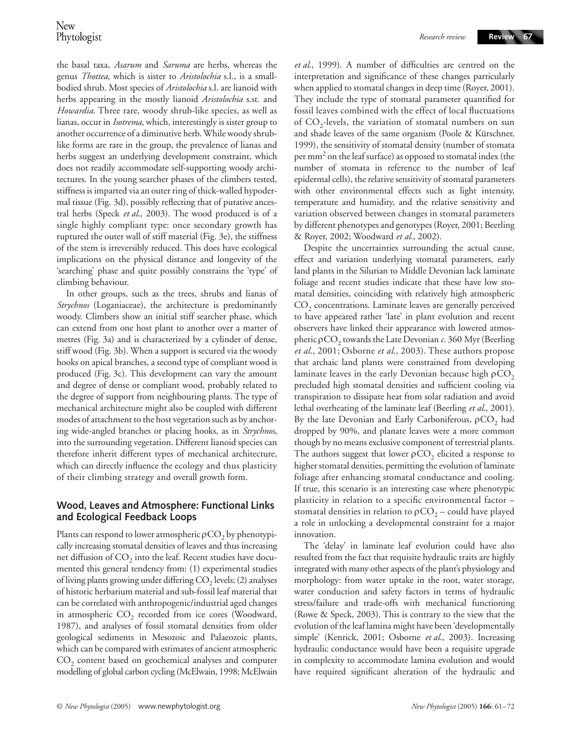the basal taxa, *Asarum* and *Saruma* are herbs, whereas the genus *Thottea*, which is sister to *Aristolochia* s.l., is a small-bodied shrub. Most species of *Aristolochia* s.l. are lianoid with herbs appearing in the mostly lianoid *Aristolochia* s.st. and *Howardia*. Three rare, woody shrub-like species, as well as lianas, occur in *Isotrema*, which, interestingly is sister group to another occurrence of a diminutive herb. While woody shrub-like forms are rare in the group, the prevalence of lianas and herbs suggest an underlying development constraint, which does not readily accommodate self-supporting woody architectures. In the young searcher phases of the climbers tested, stiffness is imparted via an outer ring of thick-walled hypodermal tissue (Fig. 3d), possibly reflecting that of putative ancestral herbs (Speck *et al*., 2003). The wood produced is of a single highly compliant type: once secondary growth has ruptured the outer wall of stiff material (Fig. 3e), the stiffness of the stem is irreversibly reduced. This does have ecological implications on the physical distance and longevity of the 'searching' phase and quite possibly constrains the 'type' of climbing behaviour.

In other groups, such as the trees, shrubs and lianas of *Strychnos* (Loganiaceae), the architecture is predominantly woody. Climbers show an initial stiff searcher phase, which can extend from one host plant to another over a matter of metres (Fig. 3a) and is characterized by a cylinder of dense, stiff wood (Fig. 3b). When a support is secured via the woody hooks on apical branches, a second type of compliant wood is produced (Fig. 3c). This development can vary the amount and degree of dense or compliant wood, probably related to the degree of support from neighbouring plants. The type of mechanical architecture might also be coupled with different modes of attachment to the host vegetation such as by anchoring wide-angled branches or placing hooks, as in *Strychnos*, into the surrounding vegetation. Different lianoid species can therefore inherit different types of mechanical architecture, which can directly influence the ecology and thus plasticity of their climbing strategy and overall growth form.

## Wood, Leaves and Atmosphere: Functional Links and Ecological Feedback Loops

Plants can respond to lower atmospheric $\rho CO_2$ by phenotypically increasing stomatal densities of leaves and thus increasing net diffusion of $CO_2$ into the leaf. Recent studies have documented this general tendency from: (1) experimental studies of living plants growing under differing $CO_2$ levels; (2) analyses of historic herbarium material and sub-fossil leaf material that can be correlated with anthropogenic/industrial aged changes in atmospheric $CO_2$ recorded from ice cores (Woodward, 1987), and analyses of fossil stomatal densities from older geological sediments in Mesozoic and Palaeozoic plants, which can be compared with estimates of ancient atmospheric $CO_2$ content based on geochemical analyses and computer modelling of global carbon cycling (McElwain, 1998; McElwain *et al*., 1999). A number of difficulties are centred on the interpretation and significance of these changes particularly when applied to stomatal changes in deep time (Royer, 2001). They include the type of stomatal parameter quantified for fossil leaves combined with the effect of local fluctuations of $CO_2$-levels, the variation of stomatal numbers on sun and shade leaves of the same organism (Poole & Kürschner, 1999), the sensitivity of stomatal density (number of stomata per mm$^2$ on the leaf surface) as opposed to stomatal index (the number of stomata in reference to the number of leaf epidermal cells), the relative sensitivity of stomatal parameters with other environmental effects such as light intensity, temperature and humidity, and the relative sensitivity and variation observed between changes in stomatal parameters by different phenotypes and genotypes (Royer, 2001; Beerling & Royer, 2002; Woodward *et al*., 2002).

Despite the uncertainties surrounding the actual cause, effect and variation underlying stomatal parameters, early land plants in the Silurian to Middle Devonian lack laminate foliage and recent studies indicate that these have low stomatal densities, coinciding with relatively high atmospheric $CO_2$ concentrations. Laminate leaves are generally perceived to have appeared rather 'late' in plant evolution and recent observers have linked their appearance with lowered atmospheric $\rho CO_2$ towards the Late Devonian *c*. 360 Myr (Beerling *et al*., 2001; Osborne *et al*., 2003). These authors propose that archaic land plants were constrained from developing laminate leaves in the early Devonian because high $\rho CO_2$ precluded high stomatal densities and sufficient cooling via transpiration to dissipate heat from solar radiation and avoid lethal overheating of the laminate leaf (Beerling *et al*., 2001). By the late Devonian and Early Carboniferous, $\rho CO_2$ had dropped by 90%, and planate leaves were a more common though by no means exclusive component of terrestrial plants. The authors suggest that lower $\rho CO_2$ elicited a response to higher stomatal densities, permitting the evolution of laminate foliage after enhancing stomatal conductance and cooling. If true, this scenario is an interesting case where phenotypic plasticity in relation to a specific environmental factor – stomatal densities in relation to $\rho CO_2$ – could have played a role in unlocking a developmental constraint for a major innovation.

The 'delay' in laminate leaf evolution could have also resulted from the fact that requisite hydraulic traits are highly integrated with many other aspects of the plant's physiology and morphology: from water uptake in the root, water storage, water conduction and safety factors in terms of hydraulic stress/failure and trade-offs with mechanical functioning (Rowe & Speck, 2003). This is contrary to the view that the evolution of the leaf lamina might have been 'developmentally simple' (Kenrick, 2001; Osborne *et al*., 2003). Increasing hydraulic conductance would have been a requisite upgrade in complexity to accommodate lamina evolution and would have required significant alteration of the hydraulic and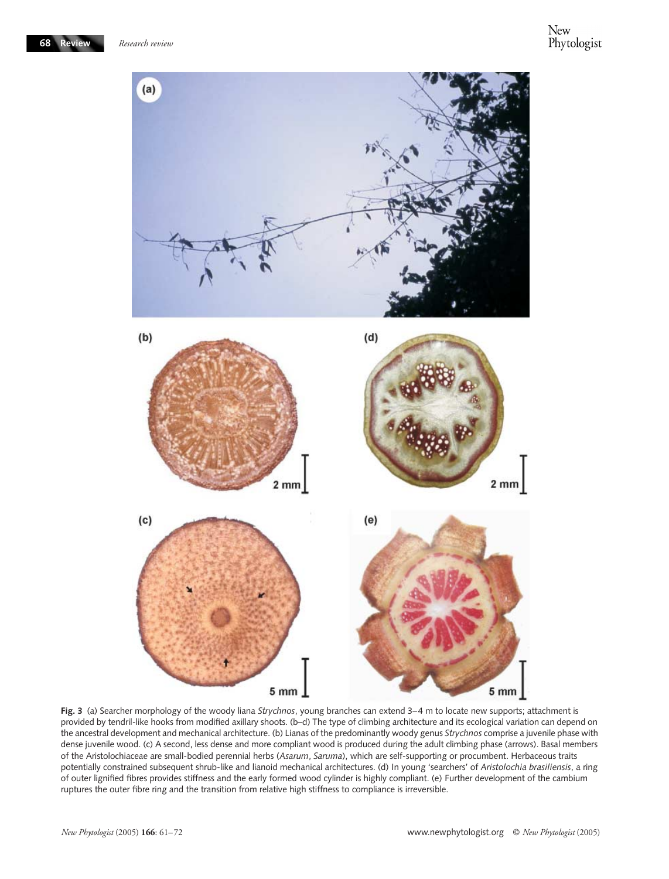**Fig. 3** (a) Searcher morphology of the woody liana *Strychnos*, young branches can extend 3–4 m to locate new supports; attachment is provided by tendril-like hooks from modified axillary shoots. (b–d) The type of climbing architecture and its ecological variation can depend on the ancestral development and mechanical architecture. (b) Lianas of the predominantly woody genus *Strychnos* comprise a juvenile phase with dense juvenile wood. (c) A second, less dense and more compliant wood is produced during the adult climbing phase (arrows). Basal members of the Aristolochiaceae are small-bodied perennial herbs (*Asarum*, *Saruma*), which are self-supporting or procumbent. Herbaceous traits potentially constrained subsequent shrub-like and lianoid mechanical architectures. (d) In young 'searchers' of *Aristolochia brasiliensis*, a ring of outer lignified fibres provides stiffness and the early formed wood cylinder is highly compliant. (e) Further development of the cambium ruptures the outer fibre ring and the transition from relative high stiffness to compliance is irreversible.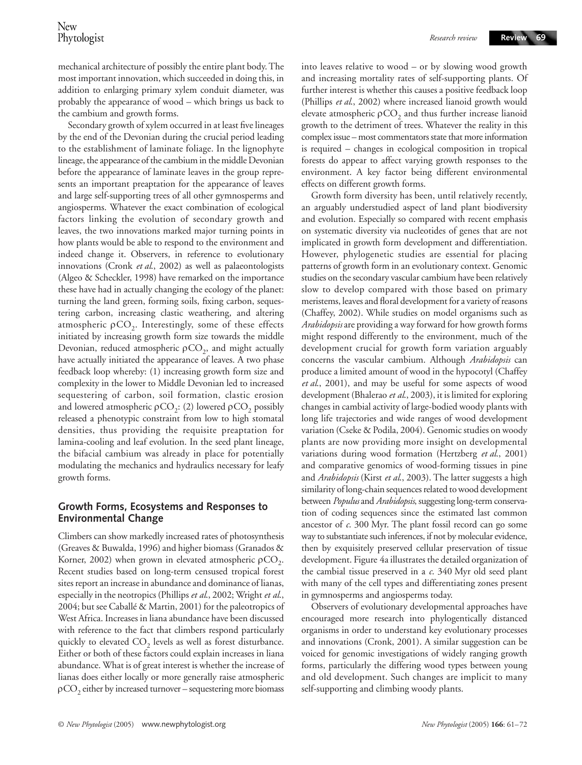mechanical architecture of possibly the entire plant body. The most important innovation, which succeeded in doing this, in addition to enlarging primary xylem conduit diameter, was probably the appearance of wood – which brings us back to the cambium and growth forms.

Secondary growth of xylem occurred in at least five lineages by the end of the Devonian during the crucial period leading to the establishment of laminate foliage. In the lignophyte lineage, the appearance of the cambium in the middle Devonian before the appearance of laminate leaves in the group represents an important preaptation for the appearance of leaves and large self-supporting trees of all other gymnosperms and angiosperms. Whatever the exact combination of ecological factors linking the evolution of secondary growth and leaves, the two innovations marked major turning points in how plants would be able to respond to the environment and indeed change it. Observers, in reference to evolutionary innovations (Cronk *et al.*, 2002) as well as palaeontologists (Algeo & Scheckler, 1998) have remarked on the importance these have had in actually changing the ecology of the planet: turning the land green, forming soils, fixing carbon, sequestering carbon, increasing clastic weathering, and altering atmospheric $\rho CO_2$. Interestingly, some of these effects initiated by increasing growth form size towards the middle Devonian, reduced atmospheric $\rho CO_2$, and might actually have actually initiated the appearance of leaves. A two phase feedback loop whereby: (1) increasing growth form size and complexity in the lower to Middle Devonian led to increased sequestering of carbon, soil formation, clastic erosion and lowered atmospheric $\rho CO_2$: (2) lowered $\rho CO_2$ possibly released a phenotypic constraint from low to high stomatal densities, thus providing the requisite preaptation for lamina-cooling and leaf evolution. In the seed plant lineage, the bifacial cambium was already in place for potentially modulating the mechanics and hydraulics necessary for leafy growth forms.

## Growth Forms, Ecosystems and Responses to Environmental Change

Climbers can show markedly increased rates of photosynthesis (Greaves & Buwalda, 1996) and higher biomass (Granados & Korner, 2002) when grown in elevated atmospheric $\rho CO_2$. Recent studies based on long-term censused tropical forest sites report an increase in abundance and dominance of lianas, especially in the neotropics (Phillips *et al.*, 2002; Wright *et al.*, 2004; but see Caballé & Martin, 2001) for the paleotropics of West Africa. Increases in liana abundance have been discussed with reference to the fact that climbers respond particularly quickly to elevated $CO_2$ levels as well as forest disturbance. Either or both of these factors could explain increases in liana abundance. What is of great interest is whether the increase of lianas does either locally or more generally raise atmospheric $\rho CO_2$ either by increased turnover – sequestering more biomass into leaves relative to wood – or by slowing wood growth and increasing mortality rates of self-supporting plants. Of further interest is whether this causes a positive feedback loop (Phillips *et al.*, 2002) where increased lianoid growth would elevate atmospheric $\rho CO_2$ and thus further increase lianoid growth to the detriment of trees. Whatever the reality in this complex issue – most commentators state that more information is required – changes in ecological composition in tropical forests do appear to affect varying growth responses to the environment. A key factor being different environmental effects on different growth forms.

Growth form diversity has been, until relatively recently, an arguably understudied aspect of land plant biodiversity and evolution. Especially so compared with recent emphasis on systematic diversity via nucleotides of genes that are not implicated in growth form development and differentiation. However, phylogenetic studies are essential for placing patterns of growth form in an evolutionary context. Genomic studies on the secondary vascular cambium have been relatively slow to develop compared with those based on primary meristems, leaves and floral development for a variety of reasons (Chaffey, 2002). While studies on model organisms such as *Arabidopsis* are providing a way forward for how growth forms might respond differently to the environment, much of the development crucial for growth form variation arguably concerns the vascular cambium. Although *Arabidopsis* can produce a limited amount of wood in the hypocotyl (Chaffey *et al.*, 2001), and may be useful for some aspects of wood development (Bhalerao *et al.*, 2003), it is limited for exploring changes in cambial activity of large-bodied woody plants with long life trajectories and wide ranges of wood development variation (Cseke & Podila, 2004). Genomic studies on woody plants are now providing more insight on developmental variations during wood formation (Hertzberg *et al.*, 2001) and comparative genomics of wood-forming tissues in pine and *Arabidopsis* (Kirst *et al.*, 2003). The latter suggests a high similarity of long-chain sequences related to wood development between *Populus* and *Arabidopsis*, suggesting long-term conservation of coding sequences since the estimated last common ancestor of *c.* 300 Myr. The plant fossil record can go some way to substantiate such inferences, if not by molecular evidence, then by exquisitely preserved cellular preservation of tissue development. Figure 4a illustrates the detailed organization of the cambial tissue preserved in a *c.* 340 Myr old seed plant with many of the cell types and differentiating zones present in gymnosperms and angiosperms today.

Observers of evolutionary developmental approaches have encouraged more research into phylogentically distanced organisms in order to understand key evolutionary processes and innovations (Cronk, 2001). A similar suggestion can be voiced for genomic investigations of widely ranging growth forms, particularly the differing wood types between young and old development. Such changes are implicit to many self-supporting and climbing woody plants.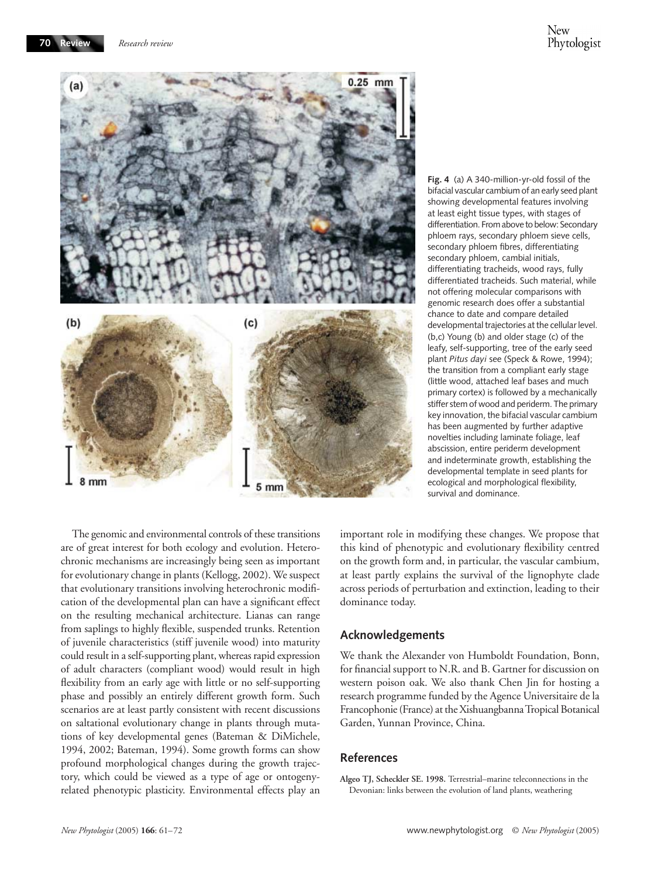**Fig. 4** (a) A 340-million-yr-old fossil of the bifacial vascular cambium of an early seed plant showing developmental features involving at least eight tissue types, with stages of differentiation. From above to below: Secondary phloem rays, secondary phloem sieve cells, secondary phloem fibres, differentiating secondary phloem, cambial initials, differentiating tracheids, wood rays, fully differentiated tracheids. Such material, while not offering molecular comparisons with genomic research does offer a substantial chance to date and compare detailed developmental trajectories at the cellular level. (b,c) Young (b) and older stage (c) of the leafy, self-supporting, tree of the early seed plant *Pitus dayi* see (Speck & Rowe, 1994); the transition from a compliant early stage (little wood, attached leaf bases and much primary cortex) is followed by a mechanically stiffer stem of wood and periderm. The primary key innovation, the bifacial vascular cambium has been augmented by further adaptive novelties including laminate foliage, leaf abscission, entire periderm development and indeterminate growth, establishing the developmental template in seed plants for ecological and morphological flexibility, survival and dominance.

The genomic and environmental controls of these transitions are of great interest for both ecology and evolution. Heterochronic mechanisms are increasingly being seen as important for evolutionary change in plants (Kellogg, 2002). We suspect that evolutionary transitions involving heterochronic modification of the developmental plan can have a significant effect on the resulting mechanical architecture. Lianas can range from saplings to highly flexible, suspended trunks. Retention of juvenile characteristics (stiff juvenile wood) into maturity could result in a self-supporting plant, whereas rapid expression of adult characters (compliant wood) would result in high flexibility from an early age with little or no self-supporting phase and possibly an entirely different growth form. Such scenarios are at least partly consistent with recent discussions on saltational evolutionary change in plants through mutations of key developmental genes (Bateman & DiMichele, 1994, 2002; Bateman, 1994). Some growth forms can show profound morphological changes during the growth trajectory, which could be viewed as a type of age or ontogeny-related phenotypic plasticity. Environmental effects play an important role in modifying these changes. We propose that this kind of phenotypic and evolutionary flexibility centred on the growth form and, in particular, the vascular cambium, at least partly explains the survival of the lignophyte clade across periods of perturbation and extinction, leading to their dominance today.

## Acknowledgements

We thank the Alexander von Humboldt Foundation, Bonn, for financial support to N.R. and B. Gartner for discussion on western poison oak. We also thank Chen Jin for hosting a research programme funded by the Agence Universitaire de la Francophonie (France) at the Xishuangbanna Tropical Botanical Garden, Yunnan Province, China.

## References

**Algeo TJ, Scheckler SE. 1998.** Terrestrial–marine teleconnections in the Devonian: links between the evolution of land plants, weathering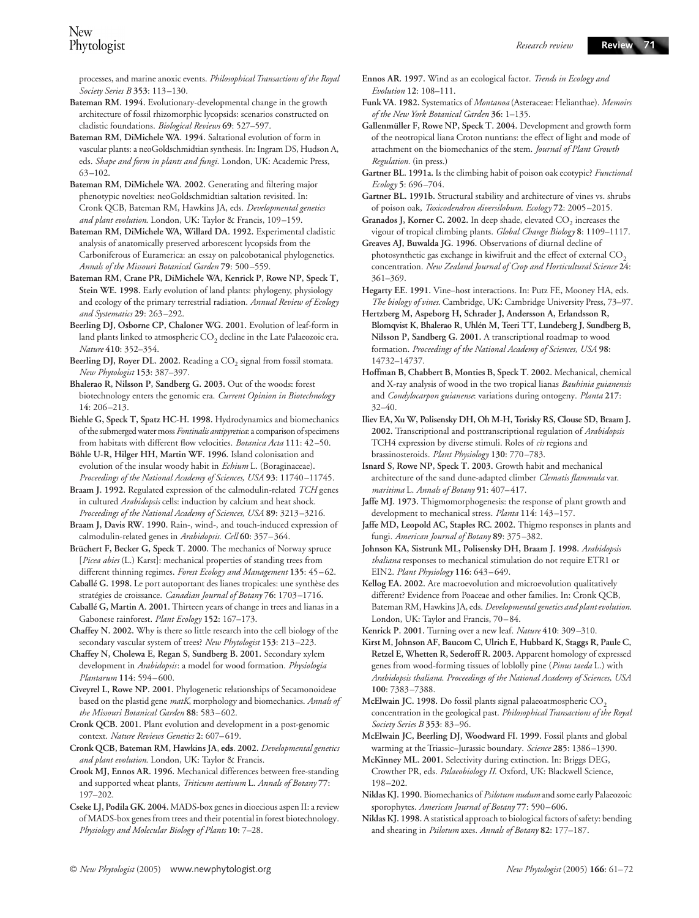processes, and marine anoxic events. *Philosophical Transactions of the Royal Society Series B* **353**: 113–130.

**Bateman RM. 1994.** Evolutionary-developmental change in the growth architecture of fossil rhizomorphic lycopsids: scenarios constructed on cladistic foundations. *Biological Reviews* **69**: 527–597.

**Bateman RM, DiMichele WA. 1994.** Saltational evolution of form in vascular plants: a neoGoldschmidtian synthesis. In: Ingram DS, Hudson A, eds. *Shape and form in plants and fungi*. London, UK: Academic Press, 63–102.

**Bateman RM, DiMichele WA. 2002.** Generating and filtering major phenotypic novelties: neoGoldschmidtian saltation revisited. In: Cronk QCB, Bateman RM, Hawkins JA, eds. *Developmental genetics and plant evolution*. London, UK: Taylor & Francis, 109–159.

**Bateman RM, DiMichele WA, Willard DA. 1992.** Experimental cladistic analysis of anatomically preserved arborescent lycopsids from the Carboniferous of Euramerica: an essay on paleobotanical phylogenetics. *Annals of the Missouri Botanical Garden* **79**: 500–559.

**Bateman RM, Crane PR, DiMichele WA, Kenrick P, Rowe NP, Speck T, Stein WE. 1998.** Early evolution of land plants: phylogeny, physiology and ecology of the primary terrestrial radiation. *Annual Review of Ecology and Systematics* **29**: 263–292.

**Beerling DJ, Osborne CP, Chaloner WG. 2001.** Evolution of leaf-form in land plants linked to atmospheric $CO_2$ decline in the Late Palaeozoic era. *Nature* **410**: 352–354.

**Beerling DJ, Royer DL. 2002.** Reading a $CO_2$ signal from fossil stomata. *New Phytologist* **153**: 387–397.

**Bhalerao R, Nilsson P, Sandberg G. 2003.** Out of the woods: forest biotechnology enters the genomic era. *Current Opinion in Biotechnology* **14**: 206–213.

**Biehle G, Speck T, Spatz HC-H. 1998.** Hydrodynamics and biomechanics of the submerged water moss *Fontinalis antipyretica*: a comparison of specimens from habitats with different flow velocities. *Botanica Acta* **111**: 42–50.

**Böhle U-R, Hilger HH, Martin WF. 1996.** Island colonisation and evolution of the insular woody habit in *Echium* L. (Boraginaceae). *Proceedings of the National Academy of Sciences, USA* **93**: 11740–11745.

**Braam J. 1992.** Regulated expression of the calmodulin-related *TCH* genes in cultured *Arabidopsis* cells: induction by calcium and heat shock. *Proceedings of the National Academy of Sciences, USA* **89**: 3213–3216.

**Braam J, Davis RW. 1990.** Rain-, wind-, and touch-induced expression of calmodulin-related genes in *Arabidopsis*. *Cell* **60**: 357–364.

**Brüchert F, Becker G, Speck T. 2000.** The mechanics of Norway spruce [*Picea abies* (L.) Karst]: mechanical properties of standing trees from different thinning regimes. *Forest Ecology and Management* **135**: 45–62.

**Caballé G. 1998.** Le port autoportant des lianes tropicales: une synthèse des stratégies de croissance. *Canadian Journal of Botany* **76**: 1703–1716.

**Caballé G, Martin A. 2001.** Thirteen years of change in trees and lianas in a Gabonese rainforest. *Plant Ecology* **152**: 167–173.

**Chaffey N. 2002.** Why is there so little research into the cell biology of the secondary vascular system of trees? *New Phytologist* **153**: 213–223.

**Chaffey N, Cholewa E, Regan S, Sundberg B. 2001.** Secondary xylem development in *Arabidopsis*: a model for wood formation. *Physiologia Plantarum* **114**: 594–600.

**Civeyrel L, Rowe NP. 2001.** Phylogenetic relationships of Secamonoideae based on the plastid gene *matK*, morphology and biomechanics. *Annals of the Missouri Botanical Garden* **88**: 583–602.

**Cronk QCB. 2001.** Plant evolution and development in a post-genomic context. *Nature Reviews Genetics* **2**: 607–619.

**Cronk QCB, Bateman RM, Hawkins JA, eds. 2002.** *Developmental genetics and plant evolution*. London, UK: Taylor & Francis.

**Crook MJ, Ennos AR. 1996.** Mechanical differences between free-standing and supported wheat plants, *Triticum aestivum* L. *Annals of Botany* **77**: 197–202.

**Cseke LJ, Podila GK. 2004.** MADS-box genes in dioecious aspen II: a review of MADS-box genes from trees and their potential in forest biotechnology. *Physiology and Molecular Biology of Plants* **10**: 7–28.

**Ennos AR. 1997.** Wind as an ecological factor. *Trends in Ecology and Evolution* **12**: 108–111.

**Funk VA. 1982.** Systematics of *Montanoa* (Asteraceae: Helianthae). *Memoirs of the New York Botanical Garden* **36**: 1–135.

**Gallenmüller F, Rowe NP, Speck T. 2004.** Development and growth form of the neotropical liana Croton nuntians: the effect of light and mode of attachment on the biomechanics of the stem. *Journal of Plant Growth Regulation*. (in press.)

**Gartner BL. 1991a.** Is the climbing habit of poison oak ecotypic? *Functional Ecology* **5**: 696–704.

**Gartner BL. 1991b.** Structural stability and architecture of vines vs. shrubs of poison oak, *Toxicodendron diversilobum*. *Ecology* **72**: 2005–2015.

**Granados J, Korner C. 2002.** In deep shade, elevated $CO_2$ increases the vigour of tropical climbing plants. *Global Change Biology* **8**: 1109–1117.

**Greaves AJ, Buwalda JG. 1996.** Observations of diurnal decline of photosynthetic gas exchange in kiwifruit and the effect of external $CO_2$ concentration. *New Zealand Journal of Crop and Horticultural Science* **24**: 361–369.

**Hegarty EE. 1991.** Vine–host interactions. In: Putz FE, Mooney HA, eds. *The biology of vines*. Cambridge, UK: Cambridge University Press, 73–97.

**Hertzberg M, Aspeborg H, Schrader J, Andersson A, Erlandsson R, Blomqvist K, Bhalerao R, Uhlén M, Teeri TT, Lundeberg J, Sundberg B, Nilsson P, Sandberg G. 2001.** A transcriptional roadmap to wood formation. *Proceedings of the National Academy of Sciences, USA* **98**: 14732–14737.

**Hoffman B, Chabbert B, Monties B, Speck T. 2002.** Mechanical, chemical and X-ray analysis of wood in the two tropical lianas *Bauhinia guianensis* and *Condylocarpon guianense*: variations during ontogeny. *Planta* **217**: 32–40.

**Iliev EA, Xu W, Polisensky DH, Oh M-H, Torisky RS, Clouse SD, Braam J. 2002.** Transcriptional and posttranscriptional regulation of *Arabidopsis* TCH4 expression by diverse stimuli. Roles of *cis* regions and brassinosteroids. *Plant Physiology* **130**: 770–783.

**Isnard S, Rowe NP, Speck T. 2003.** Growth habit and mechanical architecture of the sand dune-adapted climber *Clematis flammula* var. *maritima* L. *Annals of Botany* **91**: 407–417.

**Jaffe MJ. 1973.** Thigmomorphogenesis: the response of plant growth and development to mechanical stress. *Planta* **114**: 143–157.

**Jaffe MD, Leopold AC, Staples RC. 2002.** Thigmo responses in plants and fungi. *American Journal of Botany* **89**: 375–382.

**Johnson KA, Sistrunk ML, Polisensky DH, Braam J. 1998.** *Arabidopsis thaliana* responses to mechanical stimulation do not require ETR1 or EIN2. *Plant Physiology* **116**: 643–649.

**Kellog EA. 2002.** Are macroevolution and microevolution qualitatively different? Evidence from Poaceae and other families. In: Cronk QCB, Bateman RM, Hawkins JA, eds. *Developmental genetics and plant evolution*. London, UK: Taylor and Francis, 70–84.

**Kenrick P. 2001.** Turning over a new leaf. *Nature* **410**: 309–310.

**Kirst M, Johnson AF, Baucom C, Ulrich E, Hubbard K, Staggs R, Paule C, Retzel E, Whetten R, Sederoff R. 2003.** Apparent homology of expressed genes from wood-forming tissues of loblolly pine (*Pinus taeda* L.) with *Arabidopsis thaliana*. *Proceedings of the National Academy of Sciences, USA* **100**: 7383–7388.

**McElwain JC. 1998.** Do fossil plants signal palaeoatmospheric $CO_2$ concentration in the geological past. *Philosophical Transactions of the Royal Society Series B* **353**: 83–96.

**McElwain JC, Beerling DJ, Woodward FI. 1999.** Fossil plants and global warming at the Triassic–Jurassic boundary. *Science* **285**: 1386–1390.

**McKinney ML. 2001.** Selectivity during extinction. In: Briggs DEG, Crowther PR, eds. *Palaeobiology II*. Oxford, UK: Blackwell Science, 198–202.

**Niklas KJ. 1990.** Biomechanics of *Psilotum nudum* and some early Palaeozoic sporophytes. *American Journal of Botany* **77**: 590–606.

**Niklas KJ. 1998.** A statistical approach to biological factors of safety: bending and shearing in *Psilotum* axes. *Annals of Botany* **82**: 177–187.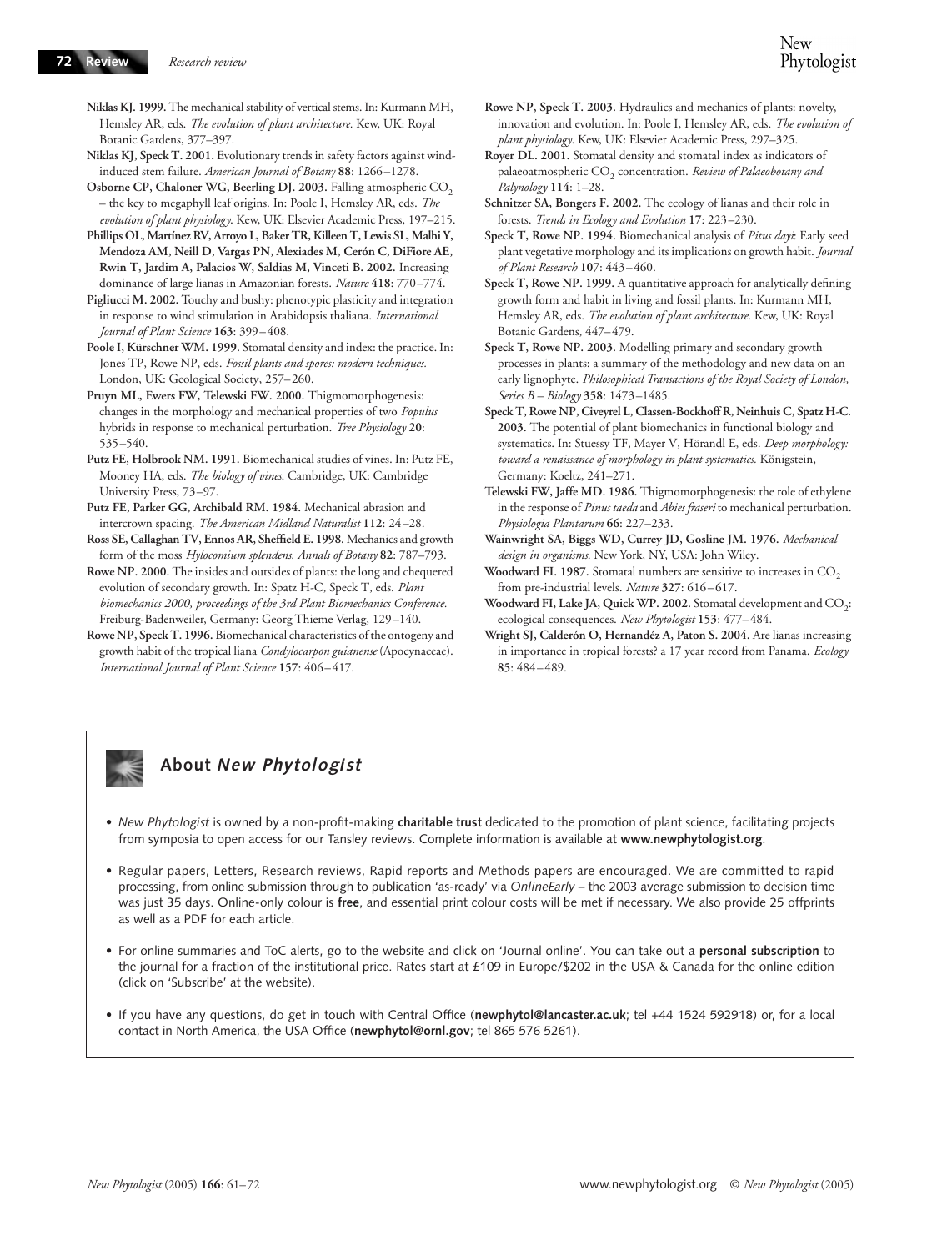**Niklas KJ. 1999.** The mechanical stability of vertical stems. In: Kurmann MH, Hemsley AR, eds. *The evolution of plant architecture.* Kew, UK: Royal Botanic Gardens, 377–397.

**Niklas KJ, Speck T. 2001.** Evolutionary trends in safety factors against wind-induced stem failure. *American Journal of Botany* **88**: 1266–1278.

**Osborne CP, Chaloner WG, Beerling DJ. 2003.** Falling atmospheric $CO_2$ – the key to megaphyll leaf origins. In: Poole I, Hemsley AR, eds. *The evolution of plant physiology.* Kew, UK: Elsevier Academic Press, 197–215.

**Phillips OL, Martínez RV, Arroyo L, Baker TR, Killeen T, Lewis SL, Malhi Y, Mendoza AM, Neill D, Vargas PN, Alexiades M, Cerón C, DiFiore AE, Rwin T, Jardim A, Palacios W, Saldias M, Vinceti B. 2002.** Increasing dominance of large lianas in Amazonian forests. *Nature* **418**: 770–774.

**Pigliucci M. 2002.** Touchy and bushy: phenotypic plasticity and integration in response to wind stimulation in Arabidopsis thaliana. *International Journal of Plant Science* **163**: 399–408.

**Poole I, Kürschner WM. 1999.** Stomatal density and index: the practice. In: Jones TP, Rowe NP, eds. *Fossil plants and spores: modern techniques.* London, UK: Geological Society, 257–260.

**Pruyn ML, Ewers FW, Telewski FW. 2000.** Thigmomorphogenesis: changes in the morphology and mechanical properties of two *Populus* hybrids in response to mechanical perturbation. *Tree Physiology* **20**: 535–540.

**Putz FE, Holbrook NM. 1991.** Biomechanical studies of vines. In: Putz FE, Mooney HA, eds. *The biology of vines.* Cambridge, UK: Cambridge University Press, 73–97.

**Putz FE, Parker GG, Archibald RM. 1984.** Mechanical abrasion and intercrown spacing. *The American Midland Naturalist* **112**: 24–28.

**Ross SE, Callaghan TV, Ennos AR, Sheffield E. 1998.** Mechanics and growth form of the moss *Hylocomium splendens. Annals of Botany* **82**: 787–793.

**Rowe NP. 2000.** The insides and outsides of plants: the long and chequered evolution of secondary growth. In: Spatz H-C, Speck T, eds. *Plant biomechanics 2000, proceedings of the 3rd Plant Biomechanics Conference.* Freiburg-Badenweiler, Germany: Georg Thieme Verlag, 129–140.

**Rowe NP, Speck T. 1996.** Biomechanical characteristics of the ontogeny and growth habit of the tropical liana *Condylocarpon guianense* (Apocynaceae). *International Journal of Plant Science* **157**: 406–417.

**Rowe NP, Speck T. 2003.** Hydraulics and mechanics of plants: novelty, innovation and evolution. In: Poole I, Hemsley AR, eds. *The evolution of plant physiology.* Kew, UK: Elsevier Academic Press, 297–325.

**Royer DL. 2001.** Stomatal density and stomatal index as indicators of palaeoatmospheric $CO_2$ concentration. *Review of Palaeobotany and Palynology* **114**: 1–28.

**Schnitzer SA, Bongers F. 2002.** The ecology of lianas and their role in forests. *Trends in Ecology and Evolution* **17**: 223–230.

**Speck T, Rowe NP. 1994.** Biomechanical analysis of *Pitus dayi*: Early seed plant vegetative morphology and its implications on growth habit. *Journal of Plant Research* **107**: 443–460.

**Speck T, Rowe NP. 1999.** A quantitative approach for analytically defining growth form and habit in living and fossil plants. In: Kurmann MH, Hemsley AR, eds. *The evolution of plant architecture.* Kew, UK: Royal Botanic Gardens, 447–479.

**Speck T, Rowe NP. 2003.** Modelling primary and secondary growth processes in plants: a summary of the methodology and new data on an early lignophyte. *Philosophical Transactions of the Royal Society of London, Series B – Biology* **358**: 1473–1485.

**Speck T, Rowe NP, Civeyrel L, Classen-Bockhoff R, Neinhuis C, Spatz H-C. 2003.** The potential of plant biomechanics in functional biology and systematics. In: Stuessy TF, Mayer V, Hörandl E, eds. *Deep morphology: toward a renaissance of morphology in plant systematics.* Königstein, Germany: Koeltz, 241–271.

**Telewski FW, Jaffe MD. 1986.** Thigmomorphogenesis: the role of ethylene in the response of *Pinus taeda* and *Abies fraseri* to mechanical perturbation. *Physiologia Plantarum* **66**: 227–233.

**Wainwright SA, Biggs WD, Currey JD, Gosline JM. 1976.** *Mechanical design in organisms.* New York, NY, USA: John Wiley.

**Woodward FI. 1987.** Stomatal numbers are sensitive to increases in $CO_2$ from pre-industrial levels. *Nature* **327**: 616–617.

**Woodward FI, Lake JA, Quick WP. 2002.** Stomatal development and $CO_2$: ecological consequences. *New Phytologist* **153**: 477–484.

**Wright SJ, Calderón O, Hernandéz A, Paton S. 2004.** Are lianas increasing in importance in tropical forests? a 17 year record from Panama. *Ecology* **85**: 484–489.

## About *New Phytologist*

- *New Phytologist* is owned by a non-profit-making **charitable trust** dedicated to the promotion of plant science, facilitating projects from symposia to open access for our Tansley reviews. Complete information is available at **www.newphytologist.org**.
- Regular papers, Letters, Research reviews, Rapid reports and Methods papers are encouraged. We are committed to rapid processing, from online submission through to publication 'as-ready' via *OnlineEarly* – the 2003 average submission to decision time was just 35 days. Online-only colour is **free**, and essential print colour costs will be met if necessary. We also provide 25 offprints as well as a PDF for each article.
- For online summaries and ToC alerts, go to the website and click on 'Journal online'. You can take out a **personal subscription** to the journal for a fraction of the institutional price. Rates start at £109 in Europe/$202 in the USA & Canada for the online edition (click on 'Subscribe' at the website).
- If you have any questions, do get in touch with Central Office (**newphytol@lancaster.ac.uk**; tel +44 1524 592918) or, for a local contact in North America, the USA Office (**newphytol@ornl.gov**; tel 865 576 5261).